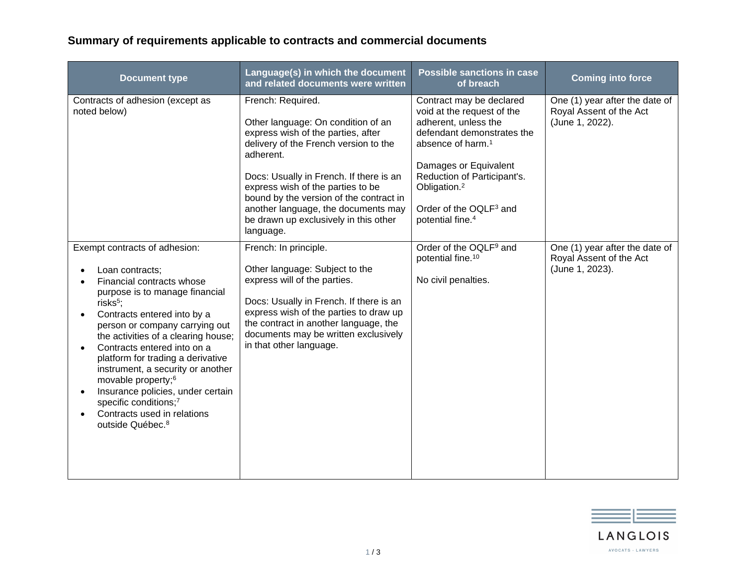## Summary of requirements applicable to contracts and commercial documents

| Document type | Language(s) in which the document and related documents were written | Possible sanctions in case of breach | Coming into force |
|---|---|---|---|
| Contracts of adhesion (except as noted below) | French: Required.<br><br>Other language: On condition of an express wish of the parties, after delivery of the French version to the adherent.<br><br>Docs: Usually in French. If there is an express wish of the parties to be bound by the version of the contract in another language, the documents may be drawn up exclusively in this other language. | Contract may be declared void at the request of the adherent, unless the defendant demonstrates the absence of harm.[1]<br><br>Damages or Equivalent Reduction of Participant's. Obligation.[2]<br><br>Order of the OQLF[3] and potential fine.[4] | One (1) year after the date of Royal Assent of the Act (June 1, 2022). |
| Exempt contracts of adhesion:<br><br>• Loan contracts;<br>• Financial contracts whose purpose is to manage financial risks[5];<br>• Contracts entered into by a person or company carrying out the activities of a clearing house;<br>• Contracts entered into on a platform for trading a derivative instrument, a security or another movable property;[6]<br>• Insurance policies, under certain specific conditions;[7]<br>• Contracts used in relations outside Québec.[8] | French: In principle.<br><br>Other language: Subject to the express will of the parties.<br><br>Docs: Usually in French. If there is an express wish of the parties to draw up the contract in another language, the documents may be written exclusively in that other language. | Order of the OQLF[9] and potential fine.[10]<br><br>No civil penalties. | One (1) year after the date of Royal Assent of the Act (June 1, 2023). |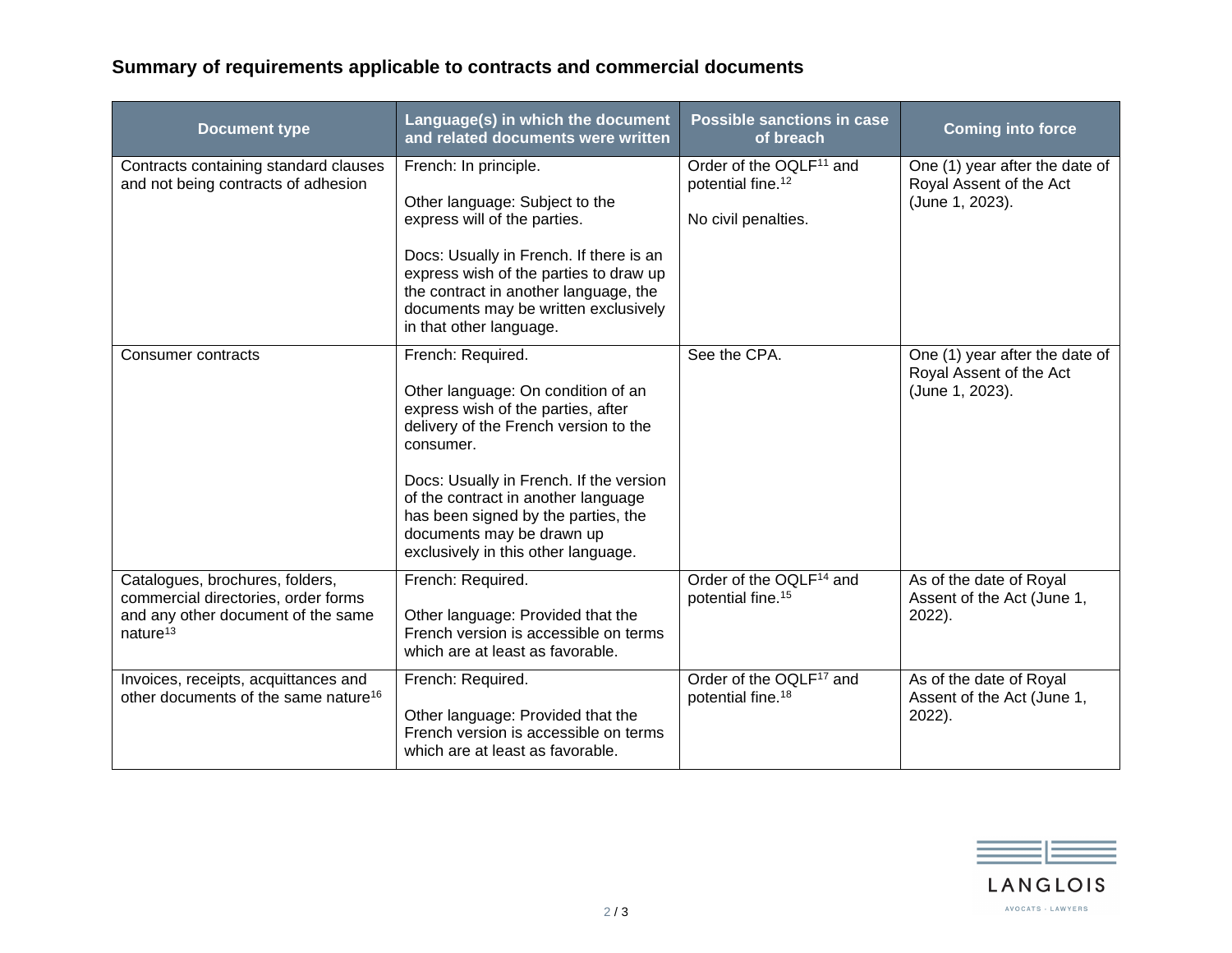### Summary of requirements applicable to contracts and commercial documents

| Document type | Language(s) in which the document and related documents were written | Possible sanctions in case of breach | Coming into force |
|---|---|---|---|
| Contracts containing standard clauses and not being contracts of adhesion | French: In principle.<br><br>Other language: Subject to the express will of the parties.<br><br>Docs: Usually in French. If there is an express wish of the parties to draw up the contract in another language, the documents may be written exclusively in that other language. | Order of the OQLF[11] and potential fine.[12]<br><br>No civil penalties. | One (1) year after the date of Royal Assent of the Act (June 1, 2023). |
| Consumer contracts | French: Required.<br><br>Other language: On condition of an express wish of the parties, after delivery of the French version to the consumer.<br><br>Docs: Usually in French. If the version of the contract in another language has been signed by the parties, the documents may be drawn up exclusively in this other language. | See the CPA. | One (1) year after the date of Royal Assent of the Act (June 1, 2023). |
| Catalogues, brochures, folders, commercial directories, order forms and any other document of the same nature[13] | French: Required.<br><br>Other language: Provided that the French version is accessible on terms which are at least as favorable. | Order of the OQLF[14] and potential fine.[15] | As of the date of Royal Assent of the Act (June 1, 2022). |
| Invoices, receipts, acquittances and other documents of the same nature[16] | French: Required.<br><br>Other language: Provided that the French version is accessible on terms which are at least as favorable. | Order of the OQLF[17] and potential fine.[18] | As of the date of Royal Assent of the Act (June 1, 2022). |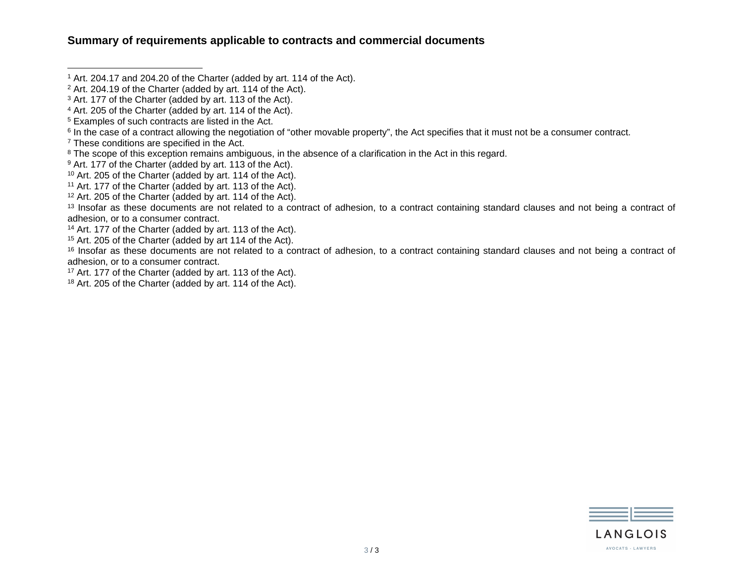**Summary of requirements applicable to contracts and commercial documents**

---

[1] Art. 204.17 and 204.20 of the Charter (added by art. 114 of the Act).
[2] Art. 204.19 of the Charter (added by art. 114 of the Act).
[3] Art. 177 of the Charter (added by art. 113 of the Act).
[4] Art. 205 of the Charter (added by art. 114 of the Act).
[5] Examples of such contracts are listed in the Act.
[6] In the case of a contract allowing the negotiation of “other movable property”, the Act specifies that it must not be a consumer contract.
[7] These conditions are specified in the Act.
[8] The scope of this exception remains ambiguous, in the absence of a clarification in the Act in this regard.
[9] Art. 177 of the Charter (added by art. 113 of the Act).
[10] Art. 205 of the Charter (added by art. 114 of the Act).
[11] Art. 177 of the Charter (added by art. 113 of the Act).
[12] Art. 205 of the Charter (added by art. 114 of the Act).
[13] Insofar as these documents are not related to a contract of adhesion, to a contract containing standard clauses and not being a contract of adhesion, or to a consumer contract.
[14] Art. 177 of the Charter (added by art. 113 of the Act).
[15] Art. 205 of the Charter (added by art 114 of the Act).
[16] Insofar as these documents are not related to a contract of adhesion, to a contract containing standard clauses and not being a contract of adhesion, or to a consumer contract.
[17] Art. 177 of the Charter (added by art. 113 of the Act).
[18] Art. 205 of the Charter (added by art. 114 of the Act).

LANGLOIS
AVOCATS · LAWYERS